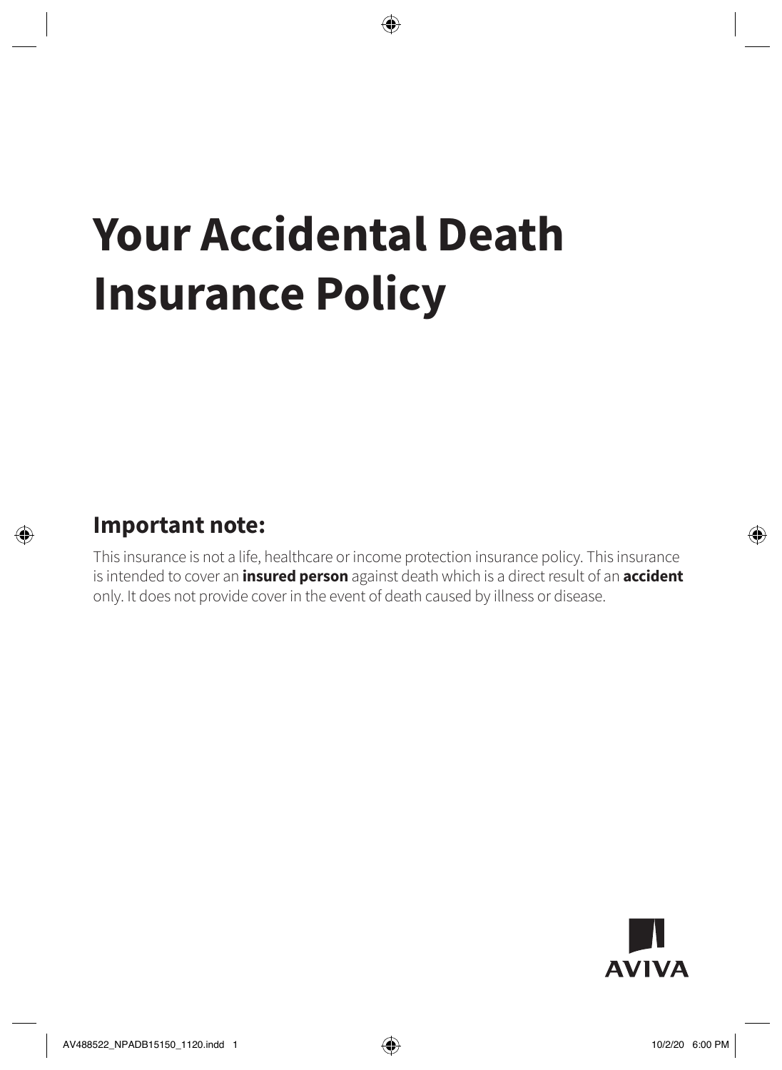# Your Accidental Death Insurance Policy

## Important note:

This insurance is not a life, healthcare or income protection insurance policy. This insurance is intended to cover an **insured person** against death which is a direct result of an **accident** only. It does not provide cover in the event of death caused by illness or disease.

AVIVA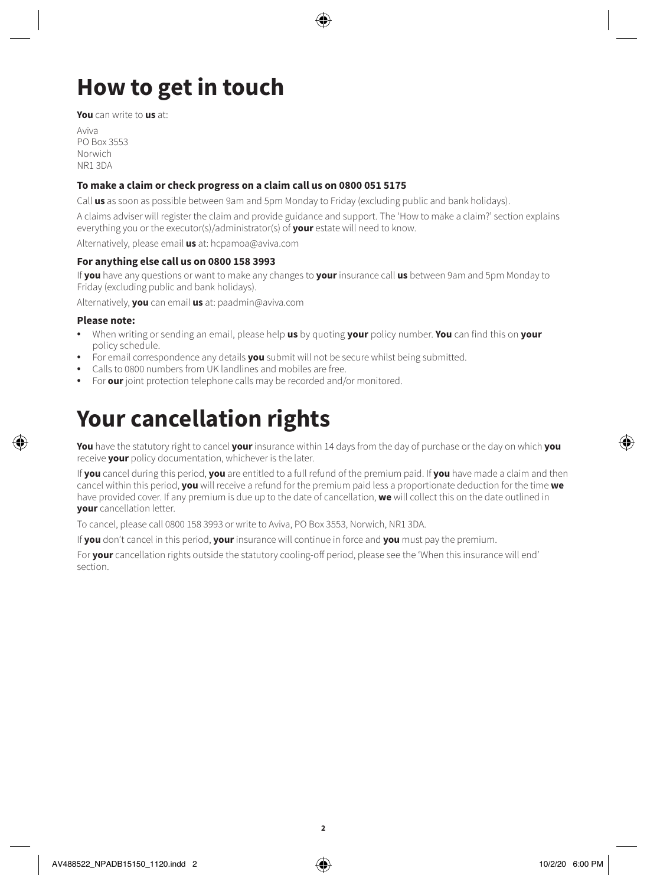# How to get in touch

**You** can write to **us** at:

Aviva
PO Box 3553
Norwich
NR1 3DA

### To make a claim or check progress on a claim call us on 0800 051 5175

Call **us** as soon as possible between 9am and 5pm Monday to Friday (excluding public and bank holidays).

A claims adviser will register the claim and provide guidance and support. The 'How to make a claim?' section explains everything you or the executor(s)/administrator(s) of **your** estate will need to know.

Alternatively, please email **us** at: hcpamoa@aviva.com

### For anything else call us on 0800 158 3993

If **you** have any questions or want to make any changes to **your** insurance call **us** between 9am and 5pm Monday to Friday (excluding public and bank holidays).

Alternatively, **you** can email **us** at: paadmin@aviva.com

### Please note:

- When writing or sending an email, please help **us** by quoting **your** policy number. **You** can find this on **your** policy schedule.
- For email correspondence any details **you** submit will not be secure whilst being submitted.
- Calls to 0800 numbers from UK landlines and mobiles are free.
- For **our** joint protection telephone calls may be recorded and/or monitored.

# Your cancellation rights

**You** have the statutory right to cancel **your** insurance within 14 days from the day of purchase or the day on which **you** receive **your** policy documentation, whichever is the later.

If **you** cancel during this period, **you** are entitled to a full refund of the premium paid. If **you** have made a claim and then cancel within this period, **you** will receive a refund for the premium paid less a proportionate deduction for the time **we** have provided cover. If any premium is due up to the date of cancellation, **we** will collect this on the date outlined in **your** cancellation letter.

To cancel, please call 0800 158 3993 or write to Aviva, PO Box 3553, Norwich, NR1 3DA.

If **you** don't cancel in this period, **your** insurance will continue in force and **you** must pay the premium.

For **your** cancellation rights outside the statutory cooling-off period, please see the 'When this insurance will end' section.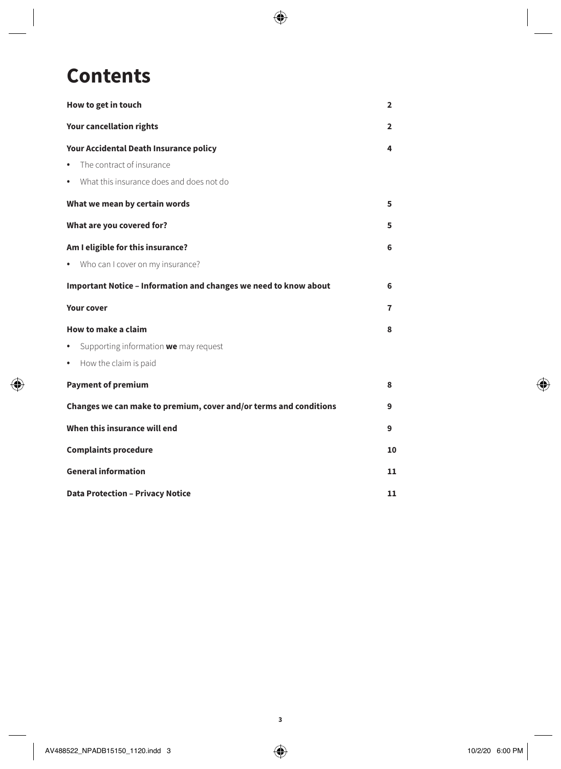# Contents

| | |
|---|---|
| **How to get in touch** | **2** |
| **Your cancellation rights** | **2** |
| **Your Accidental Death Insurance policy** | **4** |
| • The contract of insurance | |
| • What this insurance does and does not do | |
| **What we mean by certain words** | **5** |
| **What are you covered for?** | **5** |
| **Am I eligible for this insurance?** | **6** |
| • Who can I cover on my insurance? | |
| **Important Notice – Information and changes we need to know about** | **6** |
| **Your cover** | **7** |
| **How to make a claim** | **8** |
| • Supporting information **we** may request | |
| • How the claim is paid | |
| **Payment of premium** | **8** |
| **Changes we can make to premium, cover and/or terms and conditions** | **9** |
| **When this insurance will end** | **9** |
| **Complaints procedure** | **10** |
| **General information** | **11** |
| **Data Protection – Privacy Notice** | **11** |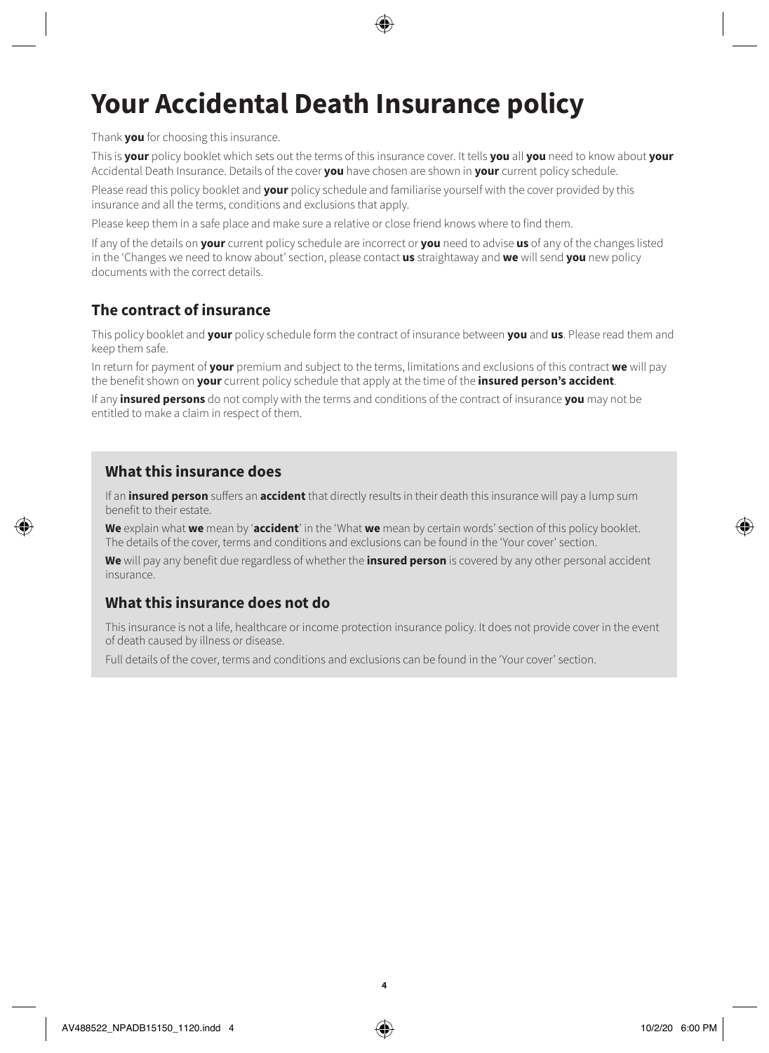# Your Accidental Death Insurance policy

Thank **you** for choosing this insurance.

This is **your** policy booklet which sets out the terms of this insurance cover. It tells **you** all **you** need to know about **your** Accidental Death Insurance. Details of the cover **you** have chosen are shown in **your** current policy schedule.

Please read this policy booklet and **your** policy schedule and familiarise yourself with the cover provided by this insurance and all the terms, conditions and exclusions that apply.

Please keep them in a safe place and make sure a relative or close friend knows where to find them.

If any of the details on **your** current policy schedule are incorrect or **you** need to advise **us** of any of the changes listed in the 'Changes we need to know about' section, please contact **us** straightaway and **we** will send **you** new policy documents with the correct details.

## The contract of insurance

This policy booklet and **your** policy schedule form the contract of insurance between **you** and **us**. Please read them and keep them safe.

In return for payment of **your** premium and subject to the terms, limitations and exclusions of this contract **we** will pay the benefit shown on **your** current policy schedule that apply at the time of the **insured person's accident**.

If any **insured persons** do not comply with the terms and conditions of the contract of insurance **you** may not be entitled to make a claim in respect of them.

## What this insurance does

If an **insured person** suffers an **accident** that directly results in their death this insurance will pay a lump sum benefit to their estate.

**We** explain what **we** mean by '**accident**' in the 'What **we** mean by certain words' section of this policy booklet. The details of the cover, terms and conditions and exclusions can be found in the 'Your cover' section.

**We** will pay any benefit due regardless of whether the **insured person** is covered by any other personal accident insurance.

## What this insurance does not do

This insurance is not a life, healthcare or income protection insurance policy. It does not provide cover in the event of death caused by illness or disease.

Full details of the cover, terms and conditions and exclusions can be found in the 'Your cover' section.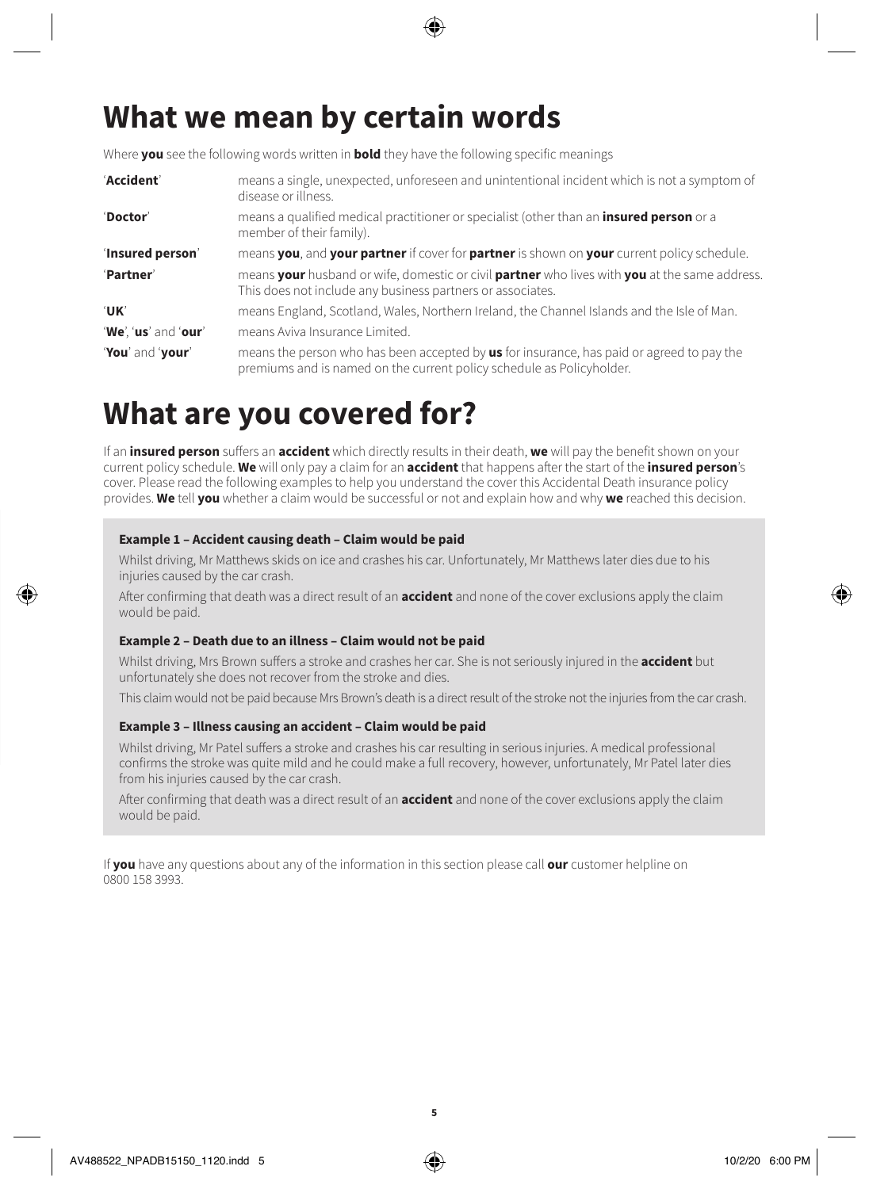# What we mean by certain words

Where **you** see the following words written in **bold** they have the following specific meanings

| | |
|---|---|
| '**Accident**' | means a single, unexpected, unforeseen and unintentional incident which is not a symptom of disease or illness. |
| '**Doctor**' | means a qualified medical practitioner or specialist (other than an **insured person** or a member of their family). |
| '**Insured person**' | means **you**, and **your partner** if cover for **partner** is shown on **your** current policy schedule. |
| '**Partner**' | means **your** husband or wife, domestic or civil **partner** who lives with **you** at the same address. This does not include any business partners or associates. |
| '**UK**' | means England, Scotland, Wales, Northern Ireland, the Channel Islands and the Isle of Man. |
| '**We**', '**us**' and '**our**' | means Aviva Insurance Limited. |
| '**You**' and '**your**' | means the person who has been accepted by **us** for insurance, has paid or agreed to pay the premiums and is named on the current policy schedule as Policyholder. |

# What are you covered for?

If an **insured person** suffers an **accident** which directly results in their death, **we** will pay the benefit shown on your current policy schedule. **We** will only pay a claim for an **accident** that happens after the start of the **insured person**'s cover. Please read the following examples to help you understand the cover this Accidental Death insurance policy provides. **We** tell **you** whether a claim would be successful or not and explain how and why **we** reached this decision.

**Example 1 – Accident causing death – Claim would be paid**

Whilst driving, Mr Matthews skids on ice and crashes his car. Unfortunately, Mr Matthews later dies due to his injuries caused by the car crash.

After confirming that death was a direct result of an **accident** and none of the cover exclusions apply the claim would be paid.

**Example 2 – Death due to an illness – Claim would not be paid**

Whilst driving, Mrs Brown suffers a stroke and crashes her car. She is not seriously injured in the **accident** but unfortunately she does not recover from the stroke and dies.

This claim would not be paid because Mrs Brown's death is a direct result of the stroke not the injuries from the car crash.

**Example 3 – Illness causing an accident – Claim would be paid**

Whilst driving, Mr Patel suffers a stroke and crashes his car resulting in serious injuries. A medical professional confirms the stroke was quite mild and he could make a full recovery, however, unfortunately, Mr Patel later dies from his injuries caused by the car crash.

After confirming that death was a direct result of an **accident** and none of the cover exclusions apply the claim would be paid.

If **you** have any questions about any of the information in this section please call **our** customer helpline on 0800 158 3993.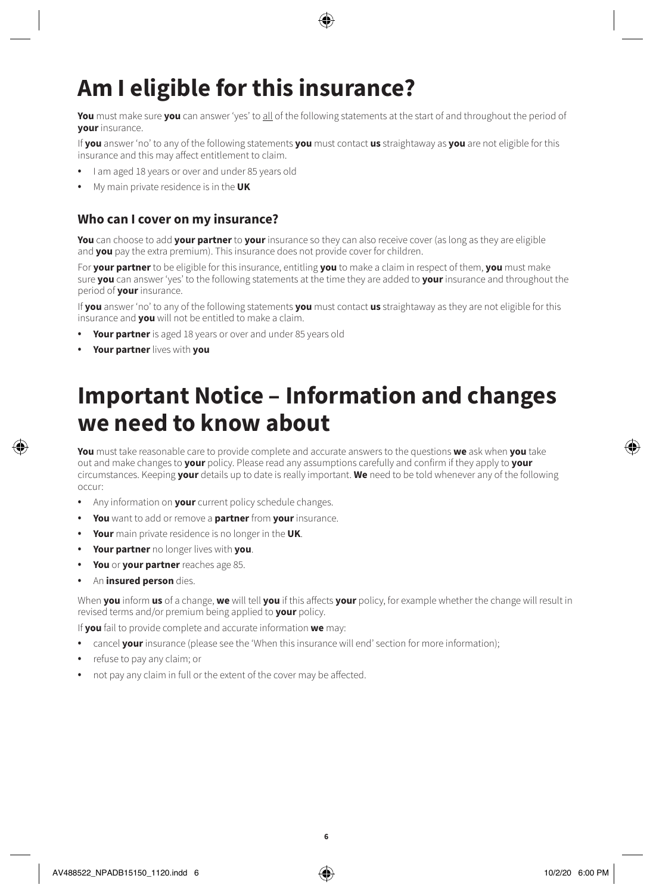# Am I eligible for this insurance?

**You** must make sure **you** can answer 'yes' to all of the following statements at the start of and throughout the period of **your** insurance.

If **you** answer 'no' to any of the following statements **you** must contact **us** straightaway as **you** are not eligible for this insurance and this may affect entitlement to claim.

- I am aged 18 years or over and under 85 years old
- My main private residence is in the **UK**

## Who can I cover on my insurance?

**You** can choose to add **your partner** to **your** insurance so they can also receive cover (as long as they are eligible and **you** pay the extra premium). This insurance does not provide cover for children.

For **your partner** to be eligible for this insurance, entitling **you** to make a claim in respect of them, **you** must make sure **you** can answer 'yes' to the following statements at the time they are added to **your** insurance and throughout the period of **your** insurance.

If **you** answer 'no' to any of the following statements **you** must contact **us** straightaway as they are not eligible for this insurance and **you** will not be entitled to make a claim.

- **Your partner** is aged 18 years or over and under 85 years old
- **Your partner** lives with **you**

# Important Notice – Information and changes we need to know about

**You** must take reasonable care to provide complete and accurate answers to the questions **we** ask when **you** take out and make changes to **your** policy. Please read any assumptions carefully and confirm if they apply to **your** circumstances. Keeping **your** details up to date is really important. **We** need to be told whenever any of the following occur:

- Any information on **your** current policy schedule changes.
- **You** want to add or remove a **partner** from **your** insurance.
- **Your** main private residence is no longer in the **UK**.
- **Your partner** no longer lives with **you**.
- **You** or **your partner** reaches age 85.
- An **insured person** dies.

When **you** inform **us** of a change, **we** will tell **you** if this affects **your** policy, for example whether the change will result in revised terms and/or premium being applied to **your** policy.

If **you** fail to provide complete and accurate information **we** may:

- cancel **your** insurance (please see the 'When this insurance will end' section for more information);
- refuse to pay any claim; or
- not pay any claim in full or the extent of the cover may be affected.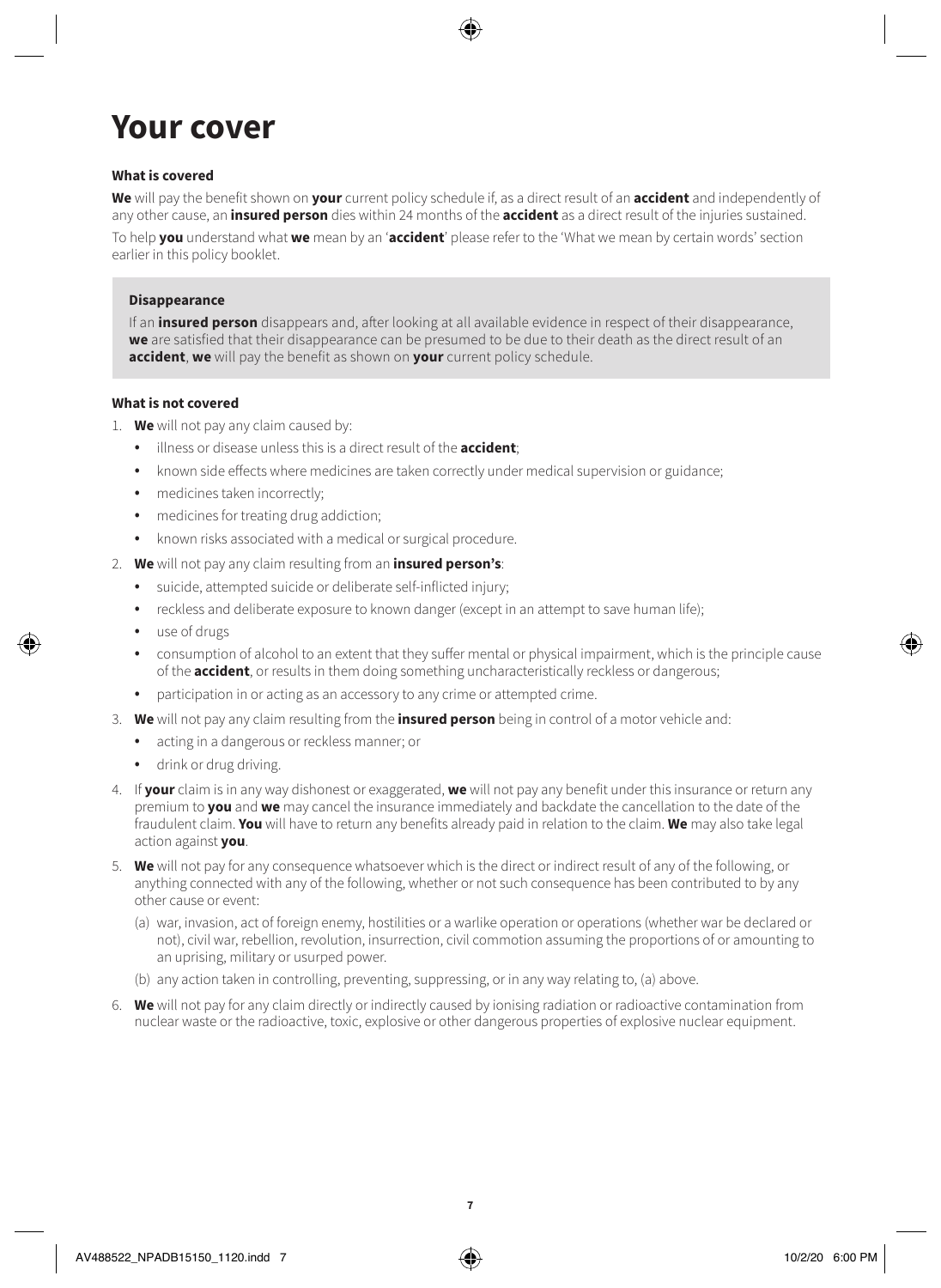# Your cover

**What is covered**

**We** will pay the benefit shown on **your** current policy schedule if, as a direct result of an **accident** and independently of any other cause, an **insured person** dies within 24 months of the **accident** as a direct result of the injuries sustained.

To help **you** understand what **we** mean by an '**accident**' please refer to the 'What we mean by certain words' section earlier in this policy booklet.

**Disappearance**

If an **insured person** disappears and, after looking at all available evidence in respect of their disappearance, **we** are satisfied that their disappearance can be presumed to be due to their death as the direct result of an **accident**, **we** will pay the benefit as shown on **your** current policy schedule.

**What is not covered**

1. **We** will not pay any claim caused by:
   - illness or disease unless this is a direct result of the **accident**;
   - known side effects where medicines are taken correctly under medical supervision or guidance;
   - medicines taken incorrectly;
   - medicines for treating drug addiction;
   - known risks associated with a medical or surgical procedure.
2. **We** will not pay any claim resulting from an **insured person's**:
   - suicide, attempted suicide or deliberate self-inflicted injury;
   - reckless and deliberate exposure to known danger (except in an attempt to save human life);
   - use of drugs
   - consumption of alcohol to an extent that they suffer mental or physical impairment, which is the principle cause of the **accident**, or results in them doing something uncharacteristically reckless or dangerous;
   - participation in or acting as an accessory to any crime or attempted crime.
3. **We** will not pay any claim resulting from the **insured person** being in control of a motor vehicle and:
   - acting in a dangerous or reckless manner; or
   - drink or drug driving.
4. If **your** claim is in any way dishonest or exaggerated, **we** will not pay any benefit under this insurance or return any premium to **you** and **we** may cancel the insurance immediately and backdate the cancellation to the date of the fraudulent claim. **You** will have to return any benefits already paid in relation to the claim. **We** may also take legal action against **you**.
5. **We** will not pay for any consequence whatsoever which is the direct or indirect result of any of the following, or anything connected with any of the following, whether or not such consequence has been contributed to by any other cause or event:
   (a) war, invasion, act of foreign enemy, hostilities or a warlike operation or operations (whether war be declared or not), civil war, rebellion, revolution, insurrection, civil commotion assuming the proportions of or amounting to an uprising, military or usurped power.
   (b) any action taken in controlling, preventing, suppressing, or in any way relating to, (a) above.
6. **We** will not pay for any claim directly or indirectly caused by ionising radiation or radioactive contamination from nuclear waste or the radioactive, toxic, explosive or other dangerous properties of explosive nuclear equipment.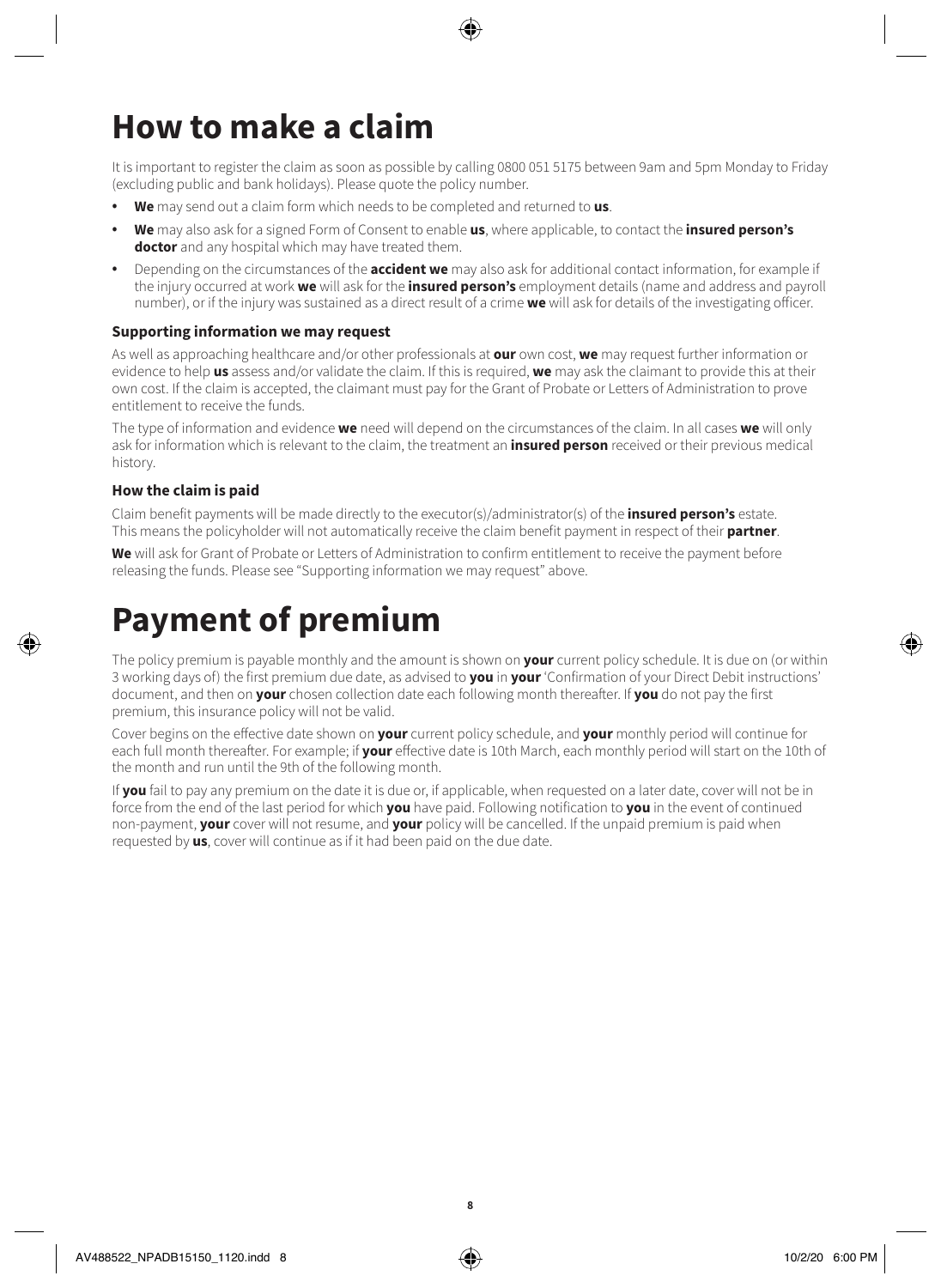# How to make a claim

It is important to register the claim as soon as possible by calling 0800 051 5175 between 9am and 5pm Monday to Friday (excluding public and bank holidays). Please quote the policy number.

- **We** may send out a claim form which needs to be completed and returned to **us**.
- **We** may also ask for a signed Form of Consent to enable **us**, where applicable, to contact the **insured person's doctor** and any hospital which may have treated them.
- Depending on the circumstances of the **accident we** may also ask for additional contact information, for example if the injury occurred at work **we** will ask for the **insured person's** employment details (name and address and payroll number), or if the injury was sustained as a direct result of a crime **we** will ask for details of the investigating officer.

### Supporting information we may request

As well as approaching healthcare and/or other professionals at **our** own cost, **we** may request further information or evidence to help **us** assess and/or validate the claim. If this is required, **we** may ask the claimant to provide this at their own cost. If the claim is accepted, the claimant must pay for the Grant of Probate or Letters of Administration to prove entitlement to receive the funds.

The type of information and evidence **we** need will depend on the circumstances of the claim. In all cases **we** will only ask for information which is relevant to the claim, the treatment an **insured person** received or their previous medical history.

### How the claim is paid

Claim benefit payments will be made directly to the executor(s)/administrator(s) of the **insured person's** estate. This means the policyholder will not automatically receive the claim benefit payment in respect of their **partner**.

**We** will ask for Grant of Probate or Letters of Administration to confirm entitlement to receive the payment before releasing the funds. Please see "Supporting information we may request" above.

# Payment of premium

The policy premium is payable monthly and the amount is shown on **your** current policy schedule. It is due on (or within 3 working days of) the first premium due date, as advised to **you** in **your** 'Confirmation of your Direct Debit instructions' document, and then on **your** chosen collection date each following month thereafter. If **you** do not pay the first premium, this insurance policy will not be valid.

Cover begins on the effective date shown on **your** current policy schedule, and **your** monthly period will continue for each full month thereafter. For example; if **your** effective date is 10th March, each monthly period will start on the 10th of the month and run until the 9th of the following month.

If **you** fail to pay any premium on the date it is due or, if applicable, when requested on a later date, cover will not be in force from the end of the last period for which **you** have paid. Following notification to **you** in the event of continued non-payment, **your** cover will not resume, and **your** policy will be cancelled. If the unpaid premium is paid when requested by **us**, cover will continue as if it had been paid on the due date.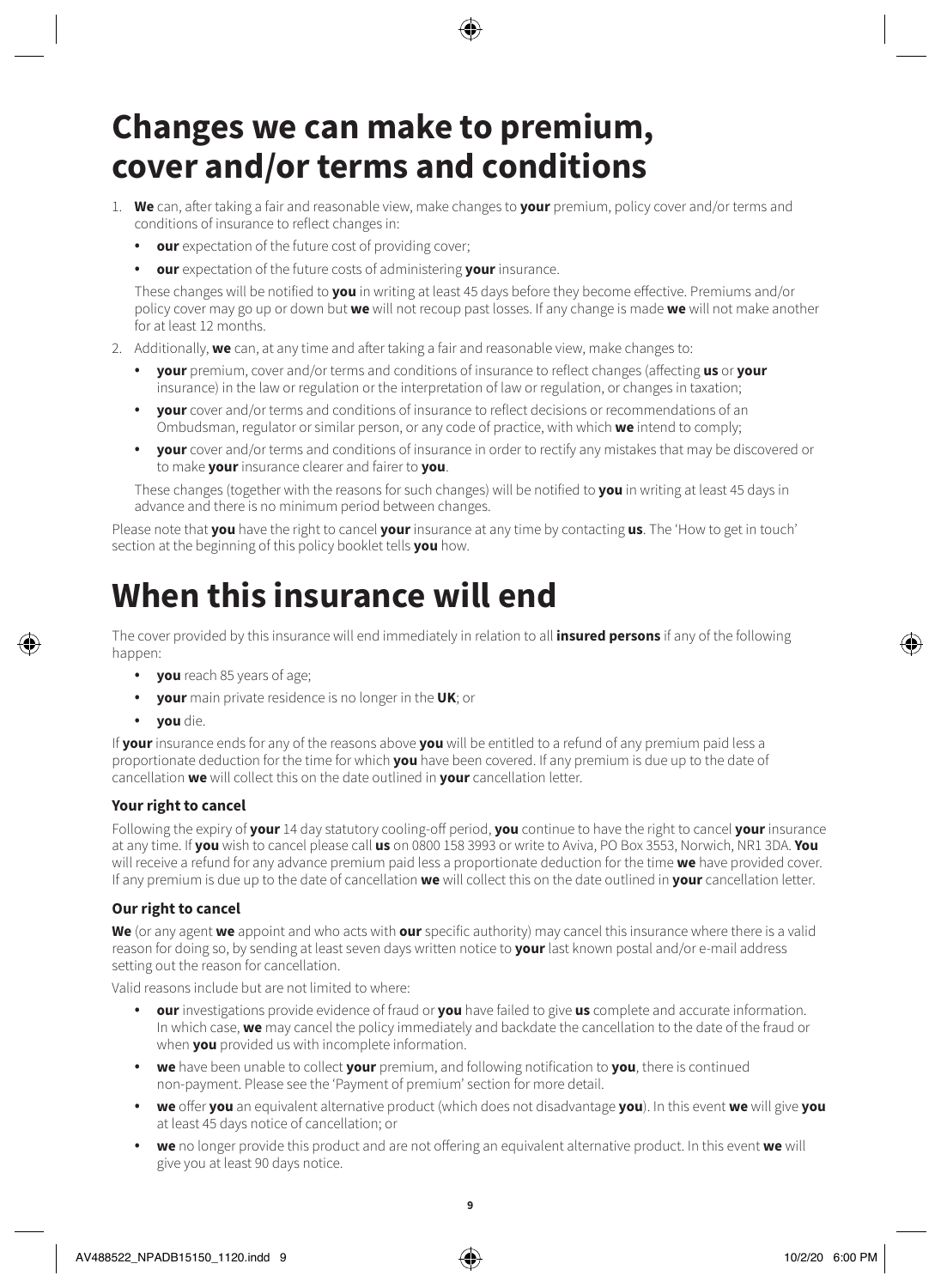# Changes we can make to premium, cover and/or terms and conditions

1. **We** can, after taking a fair and reasonable view, make changes to **your** premium, policy cover and/or terms and conditions of insurance to reflect changes in:
   - **our** expectation of the future cost of providing cover;
   - **our** expectation of the future costs of administering **your** insurance.

   These changes will be notified to **you** in writing at least 45 days before they become effective. Premiums and/or policy cover may go up or down but **we** will not recoup past losses. If any change is made **we** will not make another for at least 12 months.

2. Additionally, **we** can, at any time and after taking a fair and reasonable view, make changes to:
   - **your** premium, cover and/or terms and conditions of insurance to reflect changes (affecting **us** or **your** insurance) in the law or regulation or the interpretation of law or regulation, or changes in taxation;
   - **your** cover and/or terms and conditions of insurance to reflect decisions or recommendations of an Ombudsman, regulator or similar person, or any code of practice, with which **we** intend to comply;
   - **your** cover and/or terms and conditions of insurance in order to rectify any mistakes that may be discovered or to make **your** insurance clearer and fairer to **you**.

   These changes (together with the reasons for such changes) will be notified to **you** in writing at least 45 days in advance and there is no minimum period between changes.

Please note that **you** have the right to cancel **your** insurance at any time by contacting **us**. The 'How to get in touch' section at the beginning of this policy booklet tells **you** how.

# When this insurance will end

The cover provided by this insurance will end immediately in relation to all **insured persons** if any of the following happen:

- **you** reach 85 years of age;
- **your** main private residence is no longer in the **UK**; or
- **you** die.

If **your** insurance ends for any of the reasons above **you** will be entitled to a refund of any premium paid less a proportionate deduction for the time for which **you** have been covered. If any premium is due up to the date of cancellation **we** will collect this on the date outlined in **your** cancellation letter.

### Your right to cancel

Following the expiry of **your** 14 day statutory cooling-off period, **you** continue to have the right to cancel **your** insurance at any time. If **you** wish to cancel please call **us** on 0800 158 3993 or write to Aviva, PO Box 3553, Norwich, NR1 3DA. **You** will receive a refund for any advance premium paid less a proportionate deduction for the time **we** have provided cover. If any premium is due up to the date of cancellation **we** will collect this on the date outlined in **your** cancellation letter.

### Our right to cancel

**We** (or any agent **we** appoint and who acts with **our** specific authority) may cancel this insurance where there is a valid reason for doing so, by sending at least seven days written notice to **your** last known postal and/or e-mail address setting out the reason for cancellation.

Valid reasons include but are not limited to where:

- **our** investigations provide evidence of fraud or **you** have failed to give **us** complete and accurate information. In which case, **we** may cancel the policy immediately and backdate the cancellation to the date of the fraud or when **you** provided us with incomplete information.
- **we** have been unable to collect **your** premium, and following notification to **you**, there is continued non-payment. Please see the 'Payment of premium' section for more detail.
- **we** offer **you** an equivalent alternative product (which does not disadvantage **you**). In this event **we** will give **you** at least 45 days notice of cancellation; or
- **we** no longer provide this product and are not offering an equivalent alternative product. In this event **we** will give you at least 90 days notice.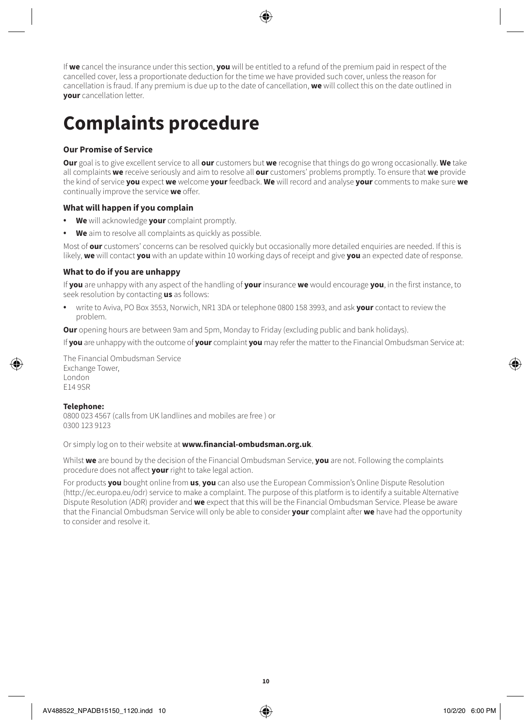If **we** cancel the insurance under this section, **you** will be entitled to a refund of the premium paid in respect of the cancelled cover, less a proportionate deduction for the time we have provided such cover, unless the reason for cancellation is fraud. If any premium is due up to the date of cancellation, **we** will collect this on the date outlined in **your** cancellation letter.

# Complaints procedure

### Our Promise of Service

**Our** goal is to give excellent service to all **our** customers but **we** recognise that things do go wrong occasionally. **We** take all complaints **we** receive seriously and aim to resolve all **our** customers' problems promptly. To ensure that **we** provide the kind of service **you** expect **we** welcome **your** feedback. **We** will record and analyse **your** comments to make sure **we** continually improve the service **we** offer.

### What will happen if you complain

- **We** will acknowledge **your** complaint promptly.
- **We** aim to resolve all complaints as quickly as possible.

Most of **our** customers' concerns can be resolved quickly but occasionally more detailed enquiries are needed. If this is likely, **we** will contact **you** with an update within 10 working days of receipt and give **you** an expected date of response.

### What to do if you are unhappy

If **you** are unhappy with any aspect of the handling of **your** insurance **we** would encourage **you**, in the first instance, to seek resolution by contacting **us** as follows:

- write to Aviva, PO Box 3553, Norwich, NR1 3DA or telephone 0800 158 3993, and ask **your** contact to review the problem.

**Our** opening hours are between 9am and 5pm, Monday to Friday (excluding public and bank holidays).

If **you** are unhappy with the outcome of **your** complaint **you** may refer the matter to the Financial Ombudsman Service at:

The Financial Ombudsman Service
Exchange Tower,
London
E14 9SR

**Telephone:**
0800 023 4567 (calls from UK landlines and mobiles are free ) or
0300 123 9123

Or simply log on to their website at **www.financial-ombudsman.org.uk**.

Whilst **we** are bound by the decision of the Financial Ombudsman Service, **you** are not. Following the complaints procedure does not affect **your** right to take legal action.

For products **you** bought online from **us**, **you** can also use the European Commission's Online Dispute Resolution (http://ec.europa.eu/odr) service to make a complaint. The purpose of this platform is to identify a suitable Alternative Dispute Resolution (ADR) provider and **we** expect that this will be the Financial Ombudsman Service. Please be aware that the Financial Ombudsman Service will only be able to consider **your** complaint after **we** have had the opportunity to consider and resolve it.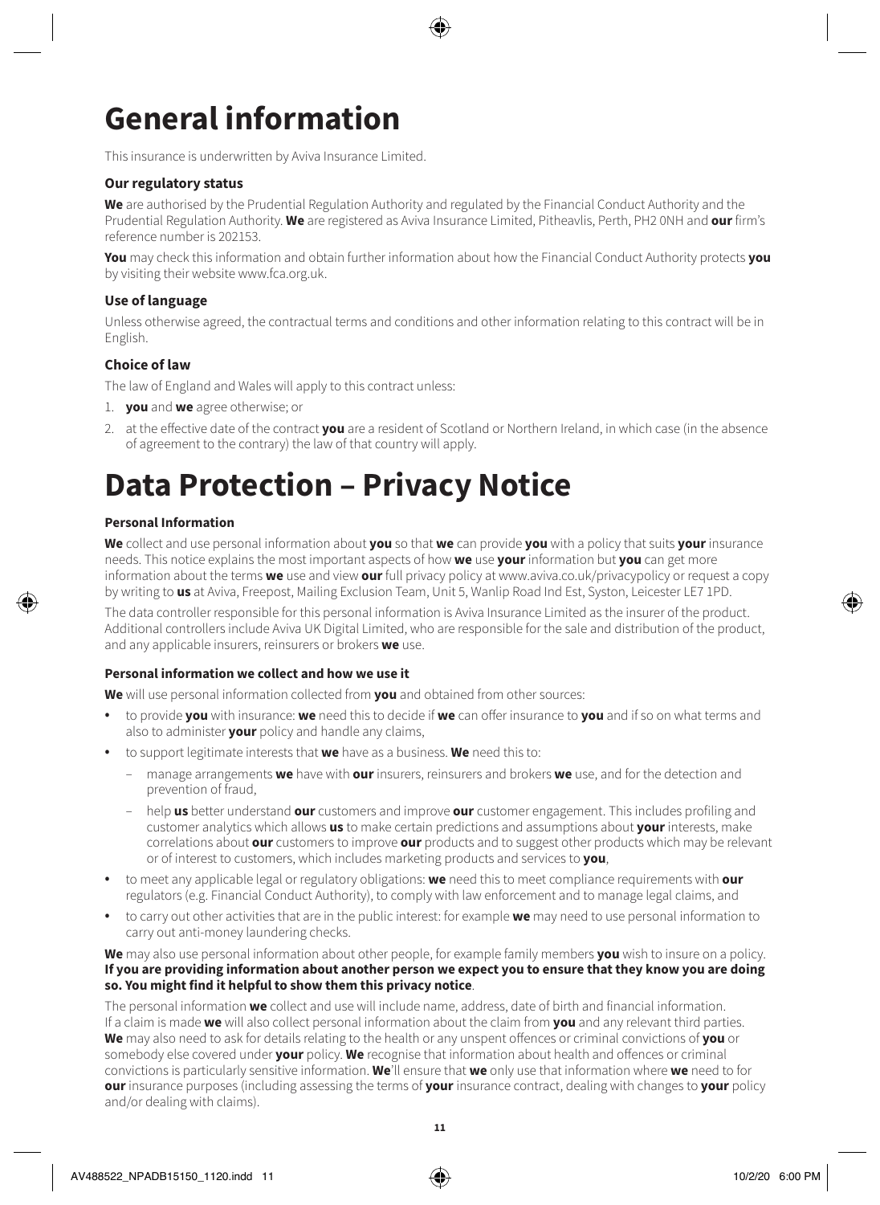# General information

This insurance is underwritten by Aviva Insurance Limited.

### Our regulatory status

**We** are authorised by the Prudential Regulation Authority and regulated by the Financial Conduct Authority and the Prudential Regulation Authority. **We** are registered as Aviva Insurance Limited, Pitheavlis, Perth, PH2 0NH and **our** firm's reference number is 202153.

**You** may check this information and obtain further information about how the Financial Conduct Authority protects **you** by visiting their website www.fca.org.uk.

### Use of language

Unless otherwise agreed, the contractual terms and conditions and other information relating to this contract will be in English.

### Choice of law

The law of England and Wales will apply to this contract unless:

1. **you** and **we** agree otherwise; or
2. at the effective date of the contract **you** are a resident of Scotland or Northern Ireland, in which case (in the absence of agreement to the contrary) the law of that country will apply.

# Data Protection – Privacy Notice

**Personal Information**

**We** collect and use personal information about **you** so that **we** can provide **you** with a policy that suits **your** insurance needs. This notice explains the most important aspects of how **we** use **your** information but **you** can get more information about the terms **we** use and view **our** full privacy policy at www.aviva.co.uk/privacypolicy or request a copy by writing to **us** at Aviva, Freepost, Mailing Exclusion Team, Unit 5, Wanlip Road Ind Est, Syston, Leicester LE7 1PD.

The data controller responsible for this personal information is Aviva Insurance Limited as the insurer of the product. Additional controllers include Aviva UK Digital Limited, who are responsible for the sale and distribution of the product, and any applicable insurers, reinsurers or brokers **we** use.

**Personal information we collect and how we use it**

**We** will use personal information collected from **you** and obtained from other sources:

- to provide **you** with insurance: **we** need this to decide if **we** can offer insurance to **you** and if so on what terms and also to administer **your** policy and handle any claims,
- to support legitimate interests that **we** have as a business. **We** need this to:
  - manage arrangements **we** have with **our** insurers, reinsurers and brokers **we** use, and for the detection and prevention of fraud,
  - help **us** better understand **our** customers and improve **our** customer engagement. This includes profiling and customer analytics which allows **us** to make certain predictions and assumptions about **your** interests, make correlations about **our** customers to improve **our** products and to suggest other products which may be relevant or of interest to customers, which includes marketing products and services to **you**,
- to meet any applicable legal or regulatory obligations: **we** need this to meet compliance requirements with **our** regulators (e.g. Financial Conduct Authority), to comply with law enforcement and to manage legal claims, and
- to carry out other activities that are in the public interest: for example **we** may need to use personal information to carry out anti-money laundering checks.

**We** may also use personal information about other people, for example family members **you** wish to insure on a policy. **If you are providing information about another person we expect you to ensure that they know you are doing so. You might find it helpful to show them this privacy notice**.

The personal information **we** collect and use will include name, address, date of birth and financial information. If a claim is made **we** will also collect personal information about the claim from **you** and any relevant third parties. **We** may also need to ask for details relating to the health or any unspent offences or criminal convictions of **you** or somebody else covered under **your** policy. **We** recognise that information about health and offences or criminal convictions is particularly sensitive information. **We**'ll ensure that **we** only use that information where **we** need to for **our** insurance purposes (including assessing the terms of **your** insurance contract, dealing with changes to **your** policy and/or dealing with claims).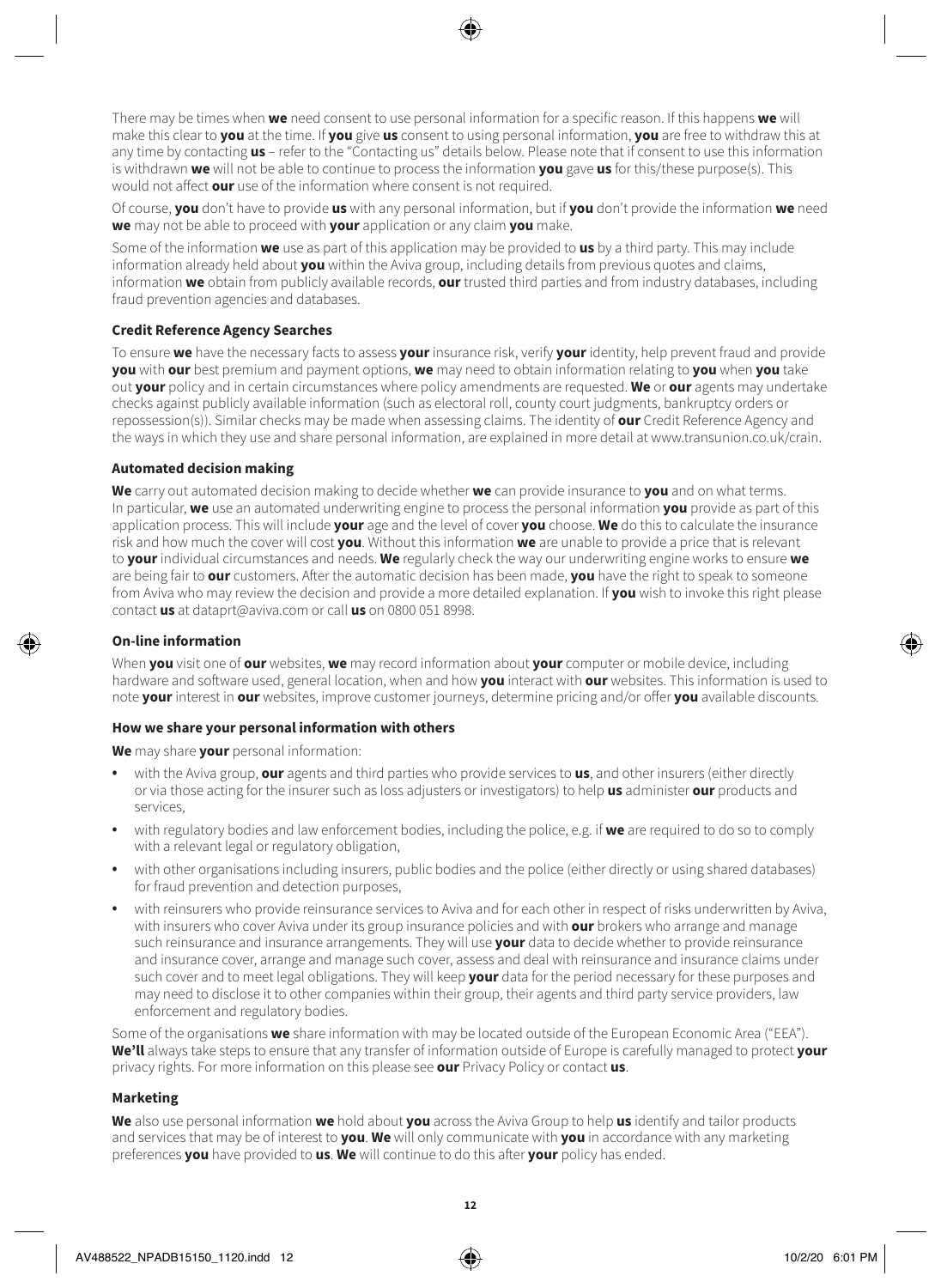There may be times when **we** need consent to use personal information for a specific reason. If this happens **we** will make this clear to **you** at the time. If **you** give **us** consent to using personal information, **you** are free to withdraw this at any time by contacting **us** – refer to the "Contacting us" details below. Please note that if consent to use this information is withdrawn **we** will not be able to continue to process the information **you** gave **us** for this/these purpose(s). This would not affect **our** use of the information where consent is not required.

Of course, **you** don't have to provide **us** with any personal information, but if **you** don't provide the information **we** need **we** may not be able to proceed with **your** application or any claim **you** make.

Some of the information **we** use as part of this application may be provided to **us** by a third party. This may include information already held about **you** within the Aviva group, including details from previous quotes and claims, information **we** obtain from publicly available records, **our** trusted third parties and from industry databases, including fraud prevention agencies and databases.

**Credit Reference Agency Searches**

To ensure **we** have the necessary facts to assess **your** insurance risk, verify **your** identity, help prevent fraud and provide **you** with **our** best premium and payment options, **we** may need to obtain information relating to **you** when **you** take out **your** policy and in certain circumstances where policy amendments are requested. **We** or **our** agents may undertake checks against publicly available information (such as electoral roll, county court judgments, bankruptcy orders or repossession(s)). Similar checks may be made when assessing claims. The identity of **our** Credit Reference Agency and the ways in which they use and share personal information, are explained in more detail at www.transunion.co.uk/crain.

**Automated decision making**

**We** carry out automated decision making to decide whether **we** can provide insurance to **you** and on what terms. In particular, **we** use an automated underwriting engine to process the personal information **you** provide as part of this application process. This will include **your** age and the level of cover **you** choose. **We** do this to calculate the insurance risk and how much the cover will cost **you**. Without this information **we** are unable to provide a price that is relevant to **your** individual circumstances and needs. **We** regularly check the way our underwriting engine works to ensure **we** are being fair to **our** customers. After the automatic decision has been made, **you** have the right to speak to someone from Aviva who may review the decision and provide a more detailed explanation. If **you** wish to invoke this right please contact **us** at dataprt@aviva.com or call **us** on 0800 051 8998.

**On-line information**

When **you** visit one of **our** websites, **we** may record information about **your** computer or mobile device, including hardware and software used, general location, when and how **you** interact with **our** websites. This information is used to note **your** interest in **our** websites, improve customer journeys, determine pricing and/or offer **you** available discounts.

**How we share your personal information with others**

**We** may share **your** personal information:

- with the Aviva group, **our** agents and third parties who provide services to **us**, and other insurers (either directly or via those acting for the insurer such as loss adjusters or investigators) to help **us** administer **our** products and services,
- with regulatory bodies and law enforcement bodies, including the police, e.g. if **we** are required to do so to comply with a relevant legal or regulatory obligation,
- with other organisations including insurers, public bodies and the police (either directly or using shared databases) for fraud prevention and detection purposes,
- with reinsurers who provide reinsurance services to Aviva and for each other in respect of risks underwritten by Aviva, with insurers who cover Aviva under its group insurance policies and with **our** brokers who arrange and manage such reinsurance and insurance arrangements. They will use **your** data to decide whether to provide reinsurance and insurance cover, arrange and manage such cover, assess and deal with reinsurance and insurance claims under such cover and to meet legal obligations. They will keep **your** data for the period necessary for these purposes and may need to disclose it to other companies within their group, their agents and third party service providers, law enforcement and regulatory bodies.

Some of the organisations **we** share information with may be located outside of the European Economic Area ("EEA"). **We'll** always take steps to ensure that any transfer of information outside of Europe is carefully managed to protect **your** privacy rights. For more information on this please see **our** Privacy Policy or contact **us**.

**Marketing**

**We** also use personal information **we** hold about **you** across the Aviva Group to help **us** identify and tailor products and services that may be of interest to **you**. **We** will only communicate with **you** in accordance with any marketing preferences **you** have provided to **us**. **We** will continue to do this after **your** policy has ended.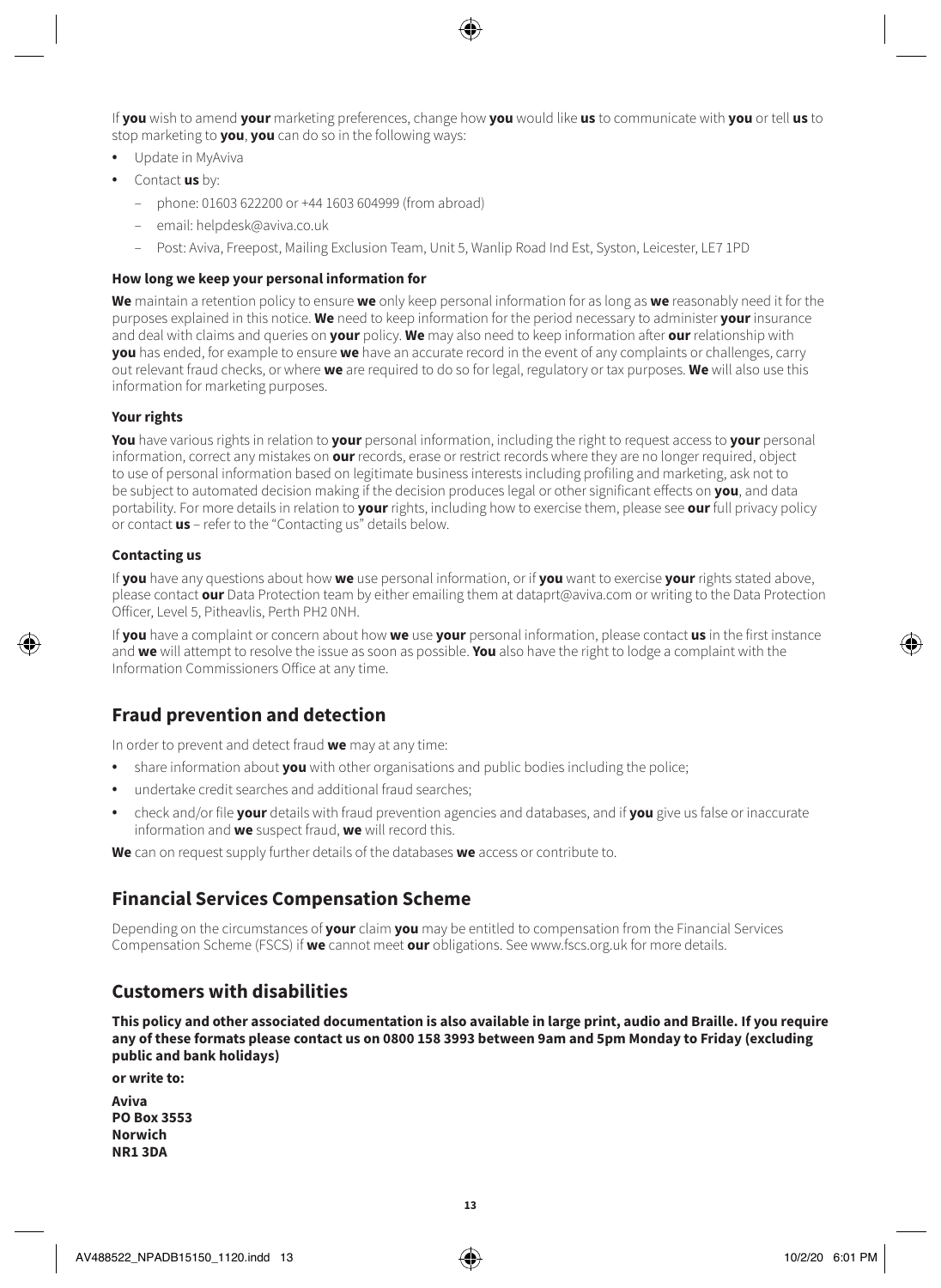If **you** wish to amend **your** marketing preferences, change how **you** would like **us** to communicate with **you** or tell **us** to stop marketing to **you**, **you** can do so in the following ways:

- Update in MyAviva
- Contact **us** by:
  - phone: 01603 622200 or +44 1603 604999 (from abroad)
  - email: helpdesk@aviva.co.uk
  - Post: Aviva, Freepost, Mailing Exclusion Team, Unit 5, Wanlip Road Ind Est, Syston, Leicester, LE7 1PD

#### How long we keep your personal information for

**We** maintain a retention policy to ensure **we** only keep personal information for as long as **we** reasonably need it for the purposes explained in this notice. **We** need to keep information for the period necessary to administer **your** insurance and deal with claims and queries on **your** policy. **We** may also need to keep information after **our** relationship with **you** has ended, for example to ensure **we** have an accurate record in the event of any complaints or challenges, carry out relevant fraud checks, or where **we** are required to do so for legal, regulatory or tax purposes. **We** will also use this information for marketing purposes.

#### Your rights

**You** have various rights in relation to **your** personal information, including the right to request access to **your** personal information, correct any mistakes on **our** records, erase or restrict records where they are no longer required, object to use of personal information based on legitimate business interests including profiling and marketing, ask not to be subject to automated decision making if the decision produces legal or other significant effects on **you**, and data portability. For more details in relation to **your** rights, including how to exercise them, please see **our** full privacy policy or contact **us** – refer to the "Contacting us" details below.

#### Contacting us

If **you** have any questions about how **we** use personal information, or if **you** want to exercise **your** rights stated above, please contact **our** Data Protection team by either emailing them at dataprt@aviva.com or writing to the Data Protection Officer, Level 5, Pitheavlis, Perth PH2 0NH.

If **you** have a complaint or concern about how **we** use **your** personal information, please contact **us** in the first instance and **we** will attempt to resolve the issue as soon as possible. **You** also have the right to lodge a complaint with the Information Commissioners Office at any time.

## Fraud prevention and detection

In order to prevent and detect fraud **we** may at any time:

- share information about **you** with other organisations and public bodies including the police;
- undertake credit searches and additional fraud searches;
- check and/or file **your** details with fraud prevention agencies and databases, and if **you** give us false or inaccurate information and **we** suspect fraud, **we** will record this.

**We** can on request supply further details of the databases **we** access or contribute to.

## Financial Services Compensation Scheme

Depending on the circumstances of **your** claim **you** may be entitled to compensation from the Financial Services Compensation Scheme (FSCS) if **we** cannot meet **our** obligations. See www.fscs.org.uk for more details.

## Customers with disabilities

**This policy and other associated documentation is also available in large print, audio and Braille. If you require any of these formats please contact us on 0800 158 3993 between 9am and 5pm Monday to Friday (excluding public and bank holidays)**

**or write to:**

**Aviva**
**PO Box 3553**
**Norwich**
**NR1 3DA**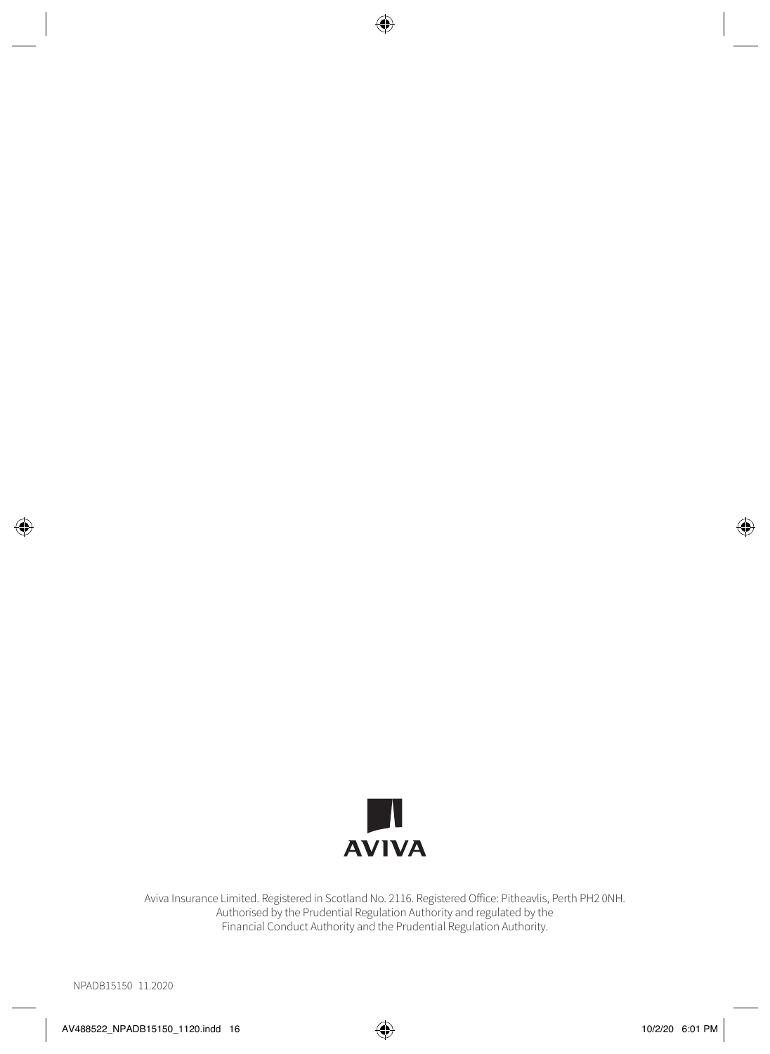AVIVA

Aviva Insurance Limited. Registered in Scotland No. 2116. Registered Office: Pitheavlis, Perth PH2 0NH.
Authorised by the Prudential Regulation Authority and regulated by the
Financial Conduct Authority and the Prudential Regulation Authority.

NPADB15150 11.2020